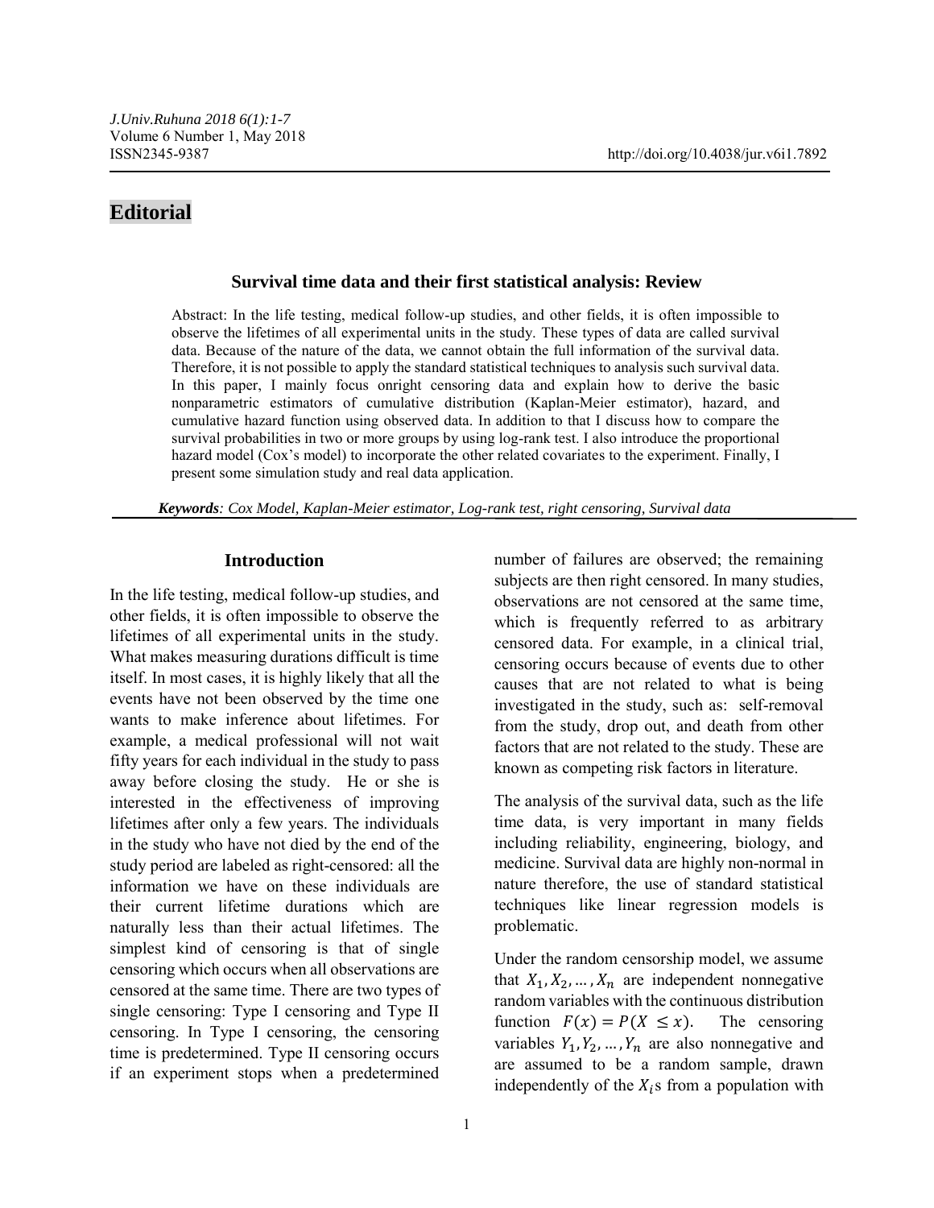## Editorial

### Survival time data and their first statistical analysis: Review

Abstract: In the life testing, medical follow-up studies, and other fields, it is often impossible to observe the lifetimes of all experimental units in the study. These types of data are called survival data. Because of the nature of the data, we cannot obtain the full information of the survival data. Therefore, it is not possible to apply the standard statistical techniques to analysis such survival data. In this paper, I mainly focus onright censoring data and explain how to derive the basic nonparametric estimators of cumulative distribution (Kaplan-Meier estimator), hazard, and cumulative hazard function using observed data. In addition to that I discuss how to compare the survival probabilities in two or more groups by using log-rank test. I also introduce the proportional hazard model (Cox's model) to incorporate the other related covariates to the experiment. Finally, I present some simulation study and real data application.

***Keywords****: Cox Model, Kaplan-Meier estimator, Log-rank test, right censoring, Survival data*

### Introduction

In the life testing, medical follow-up studies, and other fields, it is often impossible to observe the lifetimes of all experimental units in the study. What makes measuring durations difficult is time itself. In most cases, it is highly likely that all the events have not been observed by the time one wants to make inference about lifetimes. For example, a medical professional will not wait fifty years for each individual in the study to pass away before closing the study. He or she is interested in the effectiveness of improving lifetimes after only a few years. The individuals in the study who have not died by the end of the study period are labeled as right-censored: all the information we have on these individuals are their current lifetime durations which are naturally less than their actual lifetimes. The simplest kind of censoring is that of single censoring which occurs when all observations are censored at the same time. There are two types of single censoring: Type I censoring and Type II censoring. In Type I censoring, the censoring time is predetermined. Type II censoring occurs if an experiment stops when a predetermined number of failures are observed; the remaining subjects are then right censored. In many studies, observations are not censored at the same time, which is frequently referred to as arbitrary censored data. For example, in a clinical trial, censoring occurs because of events due to other causes that are not related to what is being investigated in the study, such as: self-removal from the study, drop out, and death from other factors that are not related to the study. These are known as competing risk factors in literature.

The analysis of the survival data, such as the life time data, is very important in many fields including reliability, engineering, biology, and medicine. Survival data are highly non-normal in nature therefore, the use of standard statistical techniques like linear regression models is problematic.

Under the random censorship model, we assume that $X_1, X_2, \dots, X_n$ are independent nonnegative random variables with the continuous distribution function $F(x) = P(X \leq x)$. The censoring variables $Y_1, Y_2, \dots, Y_n$ are also nonnegative and are assumed to be a random sample, drawn independently of the $X_i$s from a population with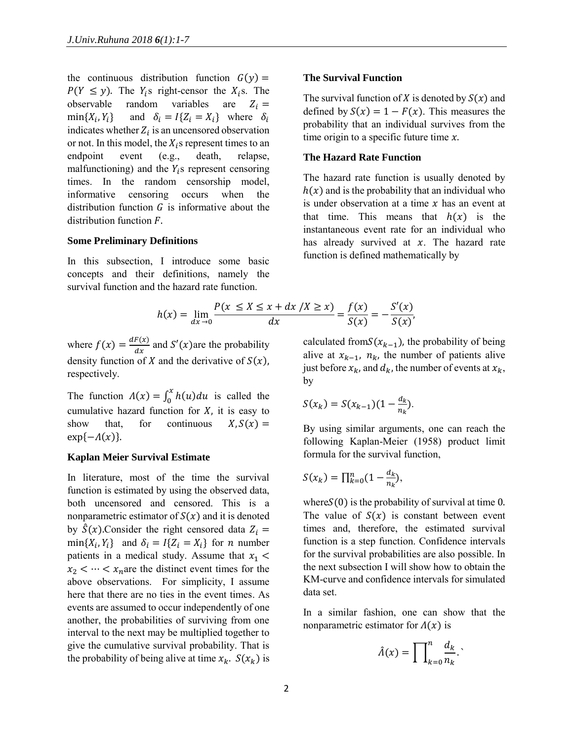the continuous distribution function $G(y) = P(Y \leq y)$. The $Y_i$s right-censor the $X_i$s. The observable random variables are $Z_i = \min\{X_i, Y_i\}$ and $\delta_i = I\{Z_i = X_i\}$ where $\delta_i$ indicates whether $Z_i$ is an uncensored observation or not. In this model, the $X_i$s represent times to an endpoint event (e.g., death, relapse, malfunctioning) and the $Y_i$s represent censoring times. In the random censorship model, informative censoring occurs when the distribution function $G$ is informative about the distribution function $F$.

### Some Preliminary Definitions

In this subsection, I introduce some basic concepts and their definitions, namely the survival function and the hazard rate function.

### The Survival Function

The survival function of $X$ is denoted by $S(x)$ and defined by $S(x) = 1 - F(x)$. This measures the probability that an individual survives from the time origin to a specific future time $x$.

### The Hazard Rate Function

The hazard rate function is usually denoted by $h(x)$ and is the probability that an individual who is under observation at a time $x$ has an event at that time. This means that $h(x)$ is the instantaneous event rate for an individual who has already survived at $x$. The hazard rate function is defined mathematically by

$$h(x) = \lim_{dx \to 0} \frac{P(x \leq X \leq x + dx / X \geq x)}{dx} = \frac{f(x)}{S(x)} = -\frac{S'(x)}{S(x)},$$

where $f(x) = \frac{dF(x)}{dx}$ and $S'(x)$are the probability density function of $X$ and the derivative of $S(x)$, respectively.

The function $\Lambda(x) = \int_0^x h(u)du$ is called the cumulative hazard function for $X$, it is easy to show that, for continuous $X, S(x) = \exp\{-\Lambda(x)\}$.

### Kaplan Meier Survival Estimate

In literature, most of the time the survival function is estimated by using the observed data, both uncensored and censored. This is a nonparametric estimator of $S(x)$ and it is denoted by $\hat{S}(x)$.Consider the right censored data $Z_i = \min\{X_i, Y_i\}$ and $\delta_i = I\{Z_i = X_i\}$ for $n$ number patients in a medical study. Assume that $x_1 < x_2 < \cdots < x_n$are the distinct event times for the above observations. For simplicity, I assume here that there are no ties in the event times. As events are assumed to occur independently of one another, the probabilities of surviving from one interval to the next may be multiplied together to give the cumulative survival probability. That is the probability of being alive at time $x_k$. $S(x_k)$ is calculated from$S(x_{k-1})$, the probability of being alive at $x_{k-1}$, $n_k$, the number of patients alive just before $x_k$, and $d_k$, the number of events at $x_k$, by

$$S(x_k) = S(x_{k-1})(1 - \tfrac{d_k}{n_k}).$$

By using similar arguments, one can reach the following Kaplan-Meier (1958) product limit formula for the survival function,

$$S(x_k) = \prod_{k=0}^{n}(1 - \tfrac{d_k}{n_k}),$$

where$S(0)$ is the probability of survival at time 0. The value of $S(x)$ is constant between event times and, therefore, the estimated survival function is a step function. Confidence intervals for the survival probabilities are also possible. In the next subsection I will show how to obtain the KM-curve and confidence intervals for simulated data set.

In a similar fashion, one can show that the nonparametric estimator for $\Lambda(x)$ is

$$\hat{\Lambda}(x) = \prod_{k=0}^{n} \frac{d_k}{n_k}.$$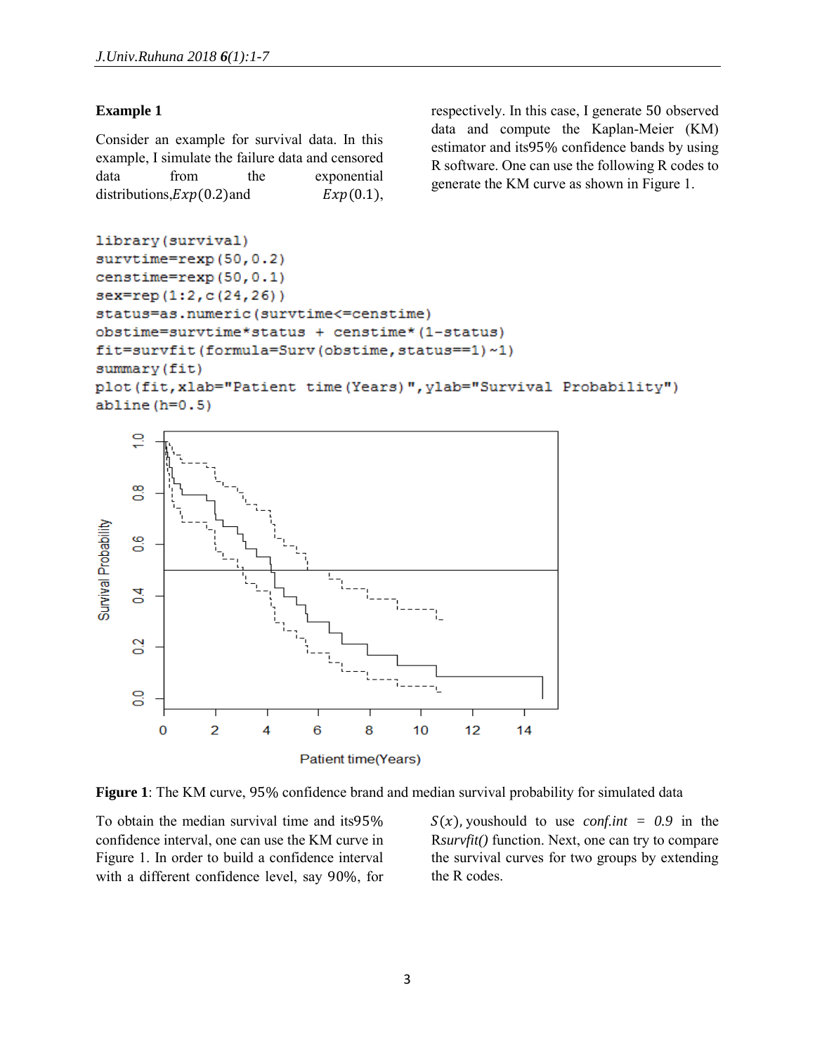### Example 1

Consider an example for survival data. In this example, I simulate the failure data and censored data from the exponential distributions, $Exp(0.2)$ and $Exp(0.1)$, respectively. In this case, I generate 50 observed data and compute the Kaplan-Meier (KM) estimator and its95% confidence bands by using R software. One can use the following R codes to generate the KM curve as shown in Figure 1.

```
library(survival)
survtime=rexp(50,0.2)
censtime=rexp(50,0.1)
sex=rep(1:2,c(24,26))
status=as.numeric(survtime<=censtime)
obstime=survtime*status + censtime*(1-status)
fit=survfit(formula=Surv(obstime,status==1)~1)
summary(fit)
plot(fit,xlab="Patient time(Years)",ylab="Survival Probability")
abline(h=0.5)
```

**Figure 1**: The KM curve, 95% confidence brand and median survival probability for simulated data

To obtain the median survival time and its95% confidence interval, one can use the KM curve in Figure 1. In order to build a confidence interval with a different confidence level, say 90%, for $S(x)$, youshould to use *conf.int = 0.9* in the R*survfit()* function. Next, one can try to compare the survival curves for two groups by extending the R codes.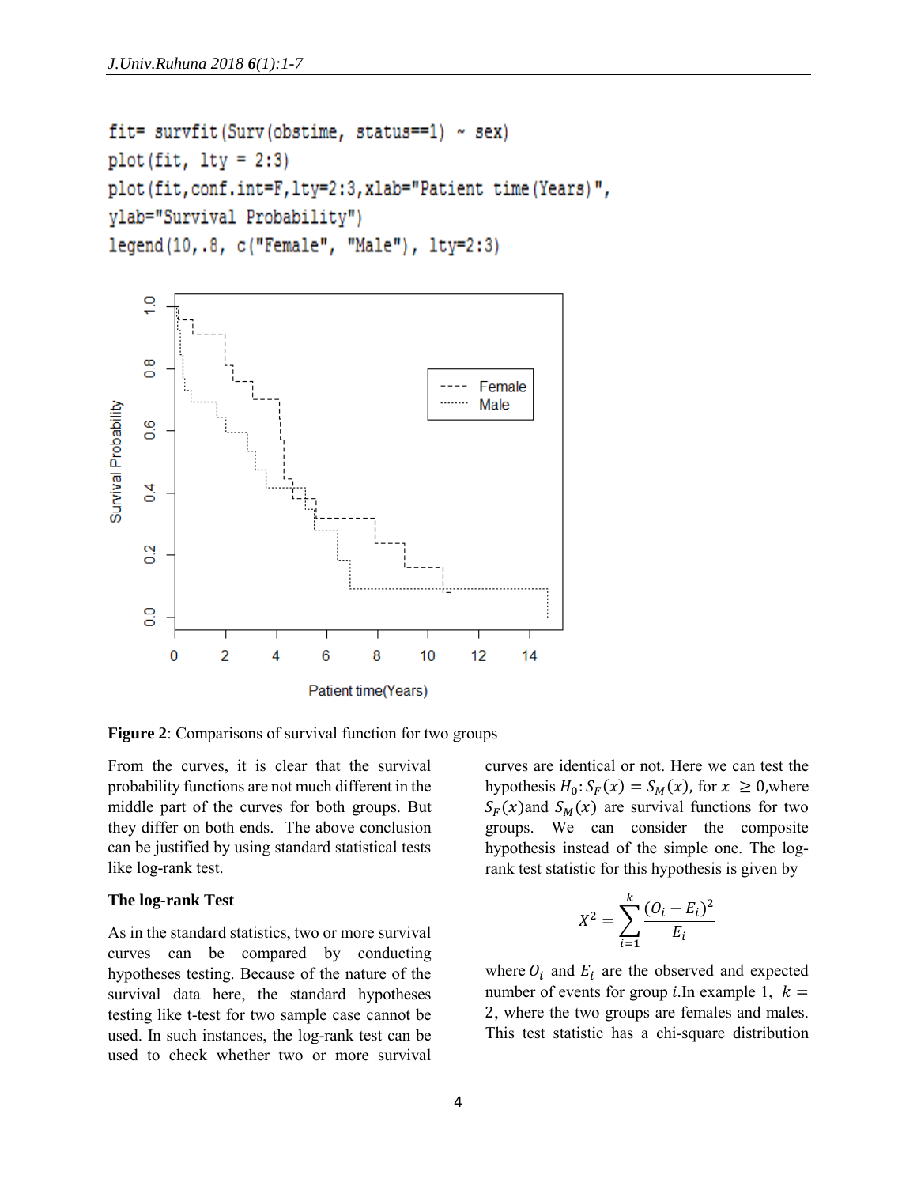```
fit= survfit(Surv(obstime, status==1) ~ sex)
plot(fit, lty = 2:3)
plot(fit,conf.int=F,lty=2:3,xlab="Patient time(Years)",
ylab="Survival Probability")
legend(10,.8, c("Female", "Male"), lty=2:3)
```

**Figure 2**: Comparisons of survival function for two groups

From the curves, it is clear that the survival probability functions are not much different in the middle part of the curves for both groups. But they differ on both ends. The above conclusion can be justified by using standard statistical tests like log-rank test.

### The log-rank Test

As in the standard statistics, two or more survival curves can be compared by conducting hypotheses testing. Because of the nature of the survival data here, the standard hypotheses testing like t-test for two sample case cannot be used. In such instances, the log-rank test can be used to check whether two or more survival curves are identical or not. Here we can test the hypothesis $H_0: S_F(x) = S_M(x)$, for $x \geq 0$,where $S_F(x)$and $S_M(x)$ are survival functions for two groups. We can consider the composite hypothesis instead of the simple one. The log-rank test statistic for this hypothesis is given by

$$X^2 = \sum_{i=1}^{k} \frac{(O_i - E_i)^2}{E_i}$$

where $O_i$ and $E_i$ are the observed and expected number of events for group $i$.In example 1, $k = 2$, where the two groups are females and males. This test statistic has a chi-square distribution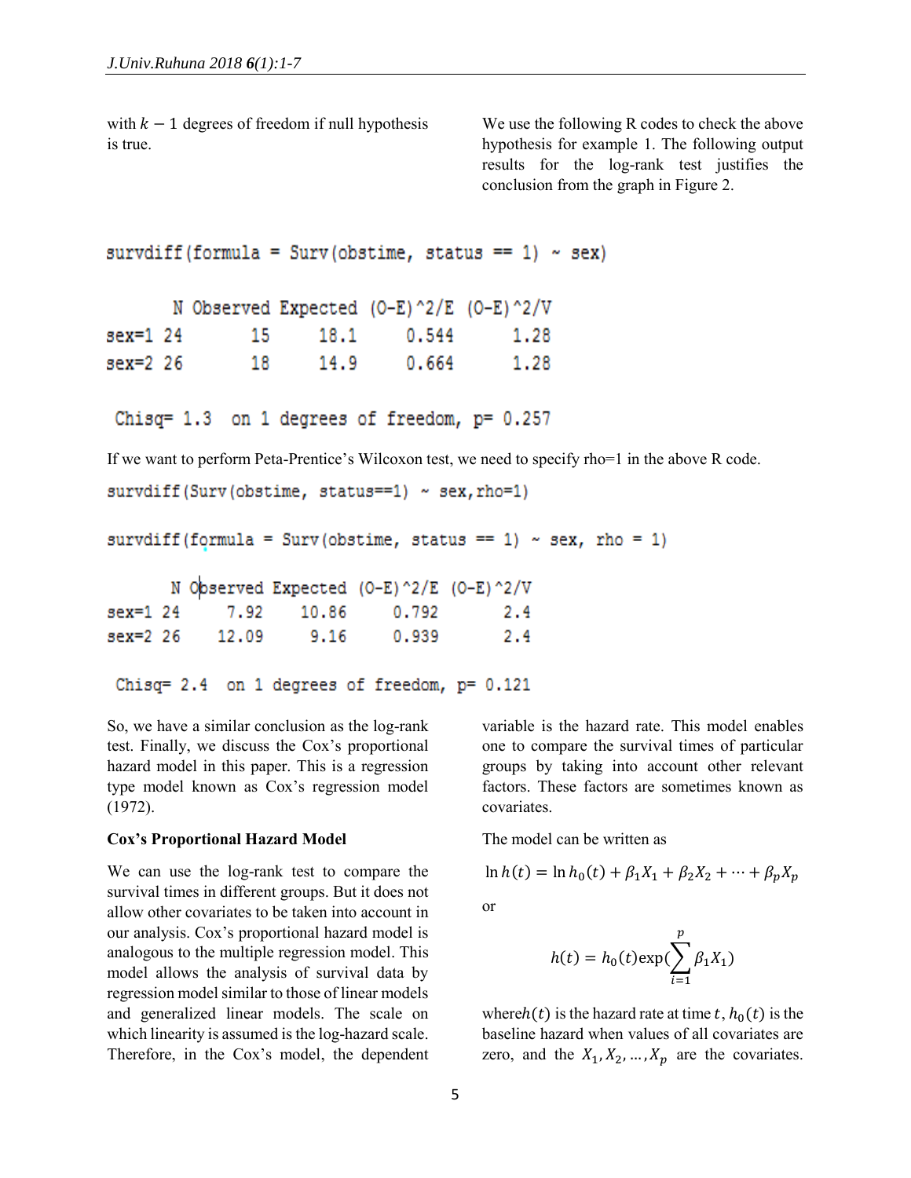with $k-1$ degrees of freedom if null hypothesis is true.

We use the following R codes to check the above hypothesis for example 1. The following output results for the log-rank test justifies the conclusion from the graph in Figure 2.

```
survdiff(formula = Surv(obstime, status == 1) ~ sex)

       N Observed Expected (O-E)^2/E (O-E)^2/V
sex=1 24       15     18.1     0.544      1.28
sex=2 26       18     14.9     0.664      1.28

 Chisq= 1.3  on 1 degrees of freedom, p= 0.257
```

If we want to perform Peta-Prentice's Wilcoxon test, we need to specify rho=1 in the above R code.

```
survdiff(Surv(obstime, status==1) ~ sex,rho=1)

survdiff(formula = Surv(obstime, status == 1) ~ sex, rho = 1)

       N Observed Expected (O-E)^2/E (O-E)^2/V
sex=1 24     7.92    10.86     0.792       2.4
sex=2 26    12.09     9.16     0.939       2.4

 Chisq= 2.4  on 1 degrees of freedom, p= 0.121
```

So, we have a similar conclusion as the log-rank test. Finally, we discuss the Cox's proportional hazard model in this paper. This is a regression type model known as Cox's regression model (1972).

**Cox's Proportional Hazard Model**

We can use the log-rank test to compare the survival times in different groups. But it does not allow other covariates to be taken into account in our analysis. Cox's proportional hazard model is analogous to the multiple regression model. This model allows the analysis of survival data by regression model similar to those of linear models and generalized linear models. The scale on which linearity is assumed is the log-hazard scale. Therefore, in the Cox's model, the dependent variable is the hazard rate. This model enables one to compare the survival times of particular groups by taking into account other relevant factors. These factors are sometimes known as covariates.

The model can be written as

$$\ln h(t) = \ln h_0(t) + \beta_1 X_1 + \beta_2 X_2 + \cdots + \beta_p X_p$$

or

$$h(t) = h_0(t)\exp\left(\sum_{i=1}^{p} \beta_1 X_1\right)$$

where $h(t)$ is the hazard rate at time $t$, $h_0(t)$ is the baseline hazard when values of all covariates are zero, and the $X_1, X_2, \ldots, X_p$ are the covariates.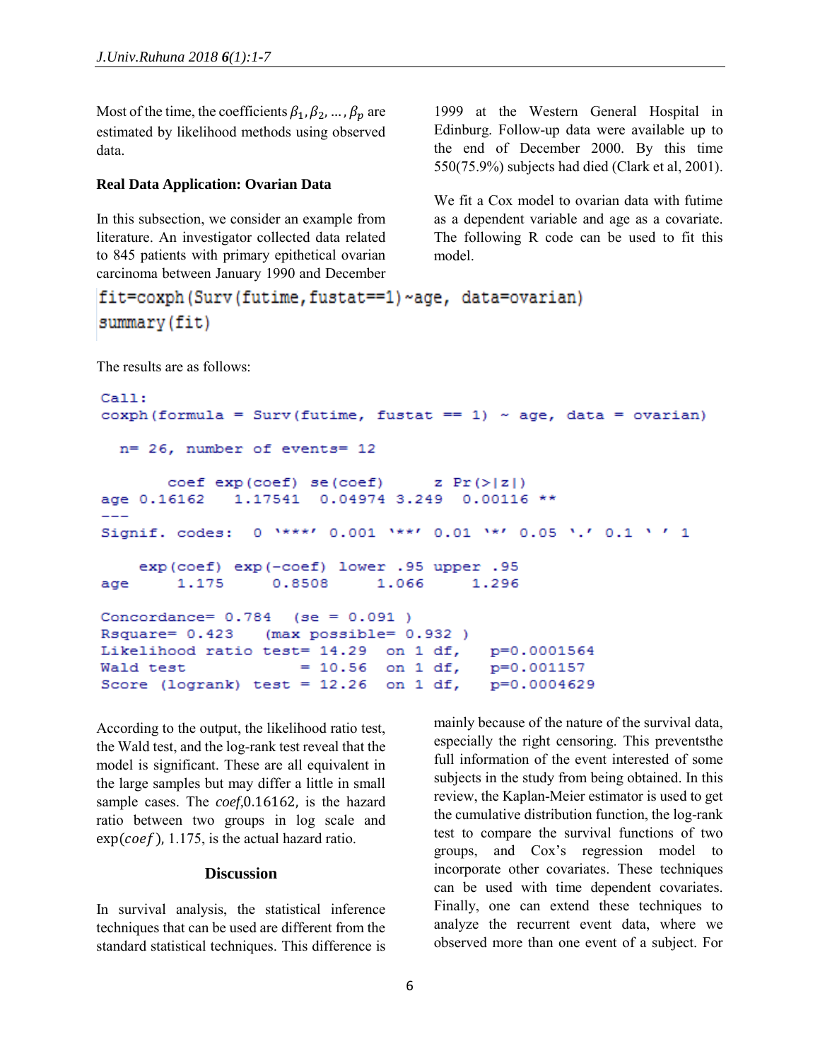Most of the time, the coefficients $\beta_1, \beta_2, \ldots, \beta_p$ are estimated by likelihood methods using observed data.

### Real Data Application: Ovarian Data

In this subsection, we consider an example from literature. An investigator collected data related to 845 patients with primary epithetical ovarian carcinoma between January 1990 and December 1999 at the Western General Hospital in Edinburg. Follow-up data were available up to the end of December 2000. By this time 550(75.9%) subjects had died (Clark et al, 2001).

We fit a Cox model to ovarian data with futime as a dependent variable and age as a covariate. The following R code can be used to fit this model.

```
fit=coxph(Surv(futime,fustat==1)~age, data=ovarian)
summary(fit)
```

The results are as follows:

```
Call:
coxph(formula = Surv(futime, fustat == 1) ~ age, data = ovarian)

  n= 26, number of events= 12

       coef exp(coef) se(coef)     z Pr(>|z|)
age 0.16162   1.17541  0.04974 3.249  0.00116 **
---
Signif. codes:  0 '***' 0.001 '**' 0.01 '*' 0.05 '.' 0.1 ' ' 1

    exp(coef) exp(-coef) lower .95 upper .95
age     1.175     0.8508     1.066     1.296

Concordance= 0.784  (se = 0.091 )
Rsquare= 0.423   (max possible= 0.932 )
Likelihood ratio test= 14.29  on 1 df,   p=0.0001564
Wald test            = 10.56  on 1 df,   p=0.001157
Score (logrank) test = 12.26  on 1 df,   p=0.0004629
```

According to the output, the likelihood ratio test, the Wald test, and the log-rank test reveal that the model is significant. These are all equivalent in the large samples but may differ a little in small sample cases. The *coef*,0.16162, is the hazard ratio between two groups in log scale and $\exp(coef)$, 1.175, is the actual hazard ratio.

## Discussion

In survival analysis, the statistical inference techniques that can be used are different from the standard statistical techniques. This difference is mainly because of the nature of the survival data, especially the right censoring. This preventsthe full information of the event interested of some subjects in the study from being obtained. In this review, the Kaplan-Meier estimator is used to get the cumulative distribution function, the log-rank test to compare the survival functions of two groups, and Cox's regression model to incorporate other covariates. These techniques can be used with time dependent covariates. Finally, one can extend these techniques to analyze the recurrent event data, where we observed more than one event of a subject. For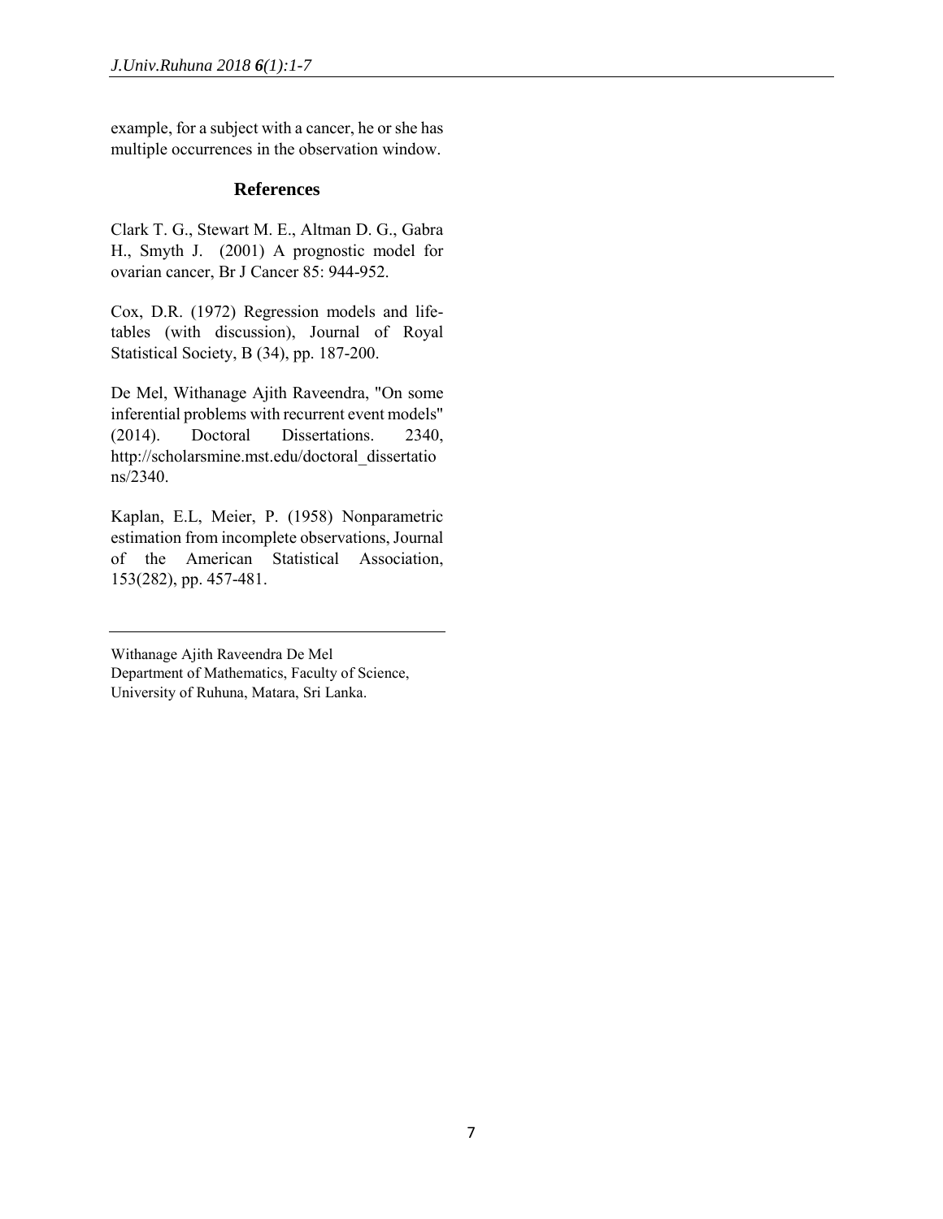example, for a subject with a cancer, he or she has multiple occurrences in the observation window.

## References

Clark T. G., Stewart M. E., Altman D. G., Gabra H., Smyth J. (2001) A prognostic model for ovarian cancer, Br J Cancer 85: 944-952.

Cox, D.R. (1972) Regression models and life-tables (with discussion), Journal of Royal Statistical Society, B (34), pp. 187-200.

De Mel, Withanage Ajith Raveendra, "On some inferential problems with recurrent event models" (2014). Doctoral Dissertations. 2340, http://scholarsmine.mst.edu/doctoral_dissertations/2340.

Kaplan, E.L, Meier, P. (1958) Nonparametric estimation from incomplete observations, Journal of the American Statistical Association, 153(282), pp. 457-481.

---

Withanage Ajith Raveendra De Mel
Department of Mathematics, Faculty of Science, University of Ruhuna, Matara, Sri Lanka.